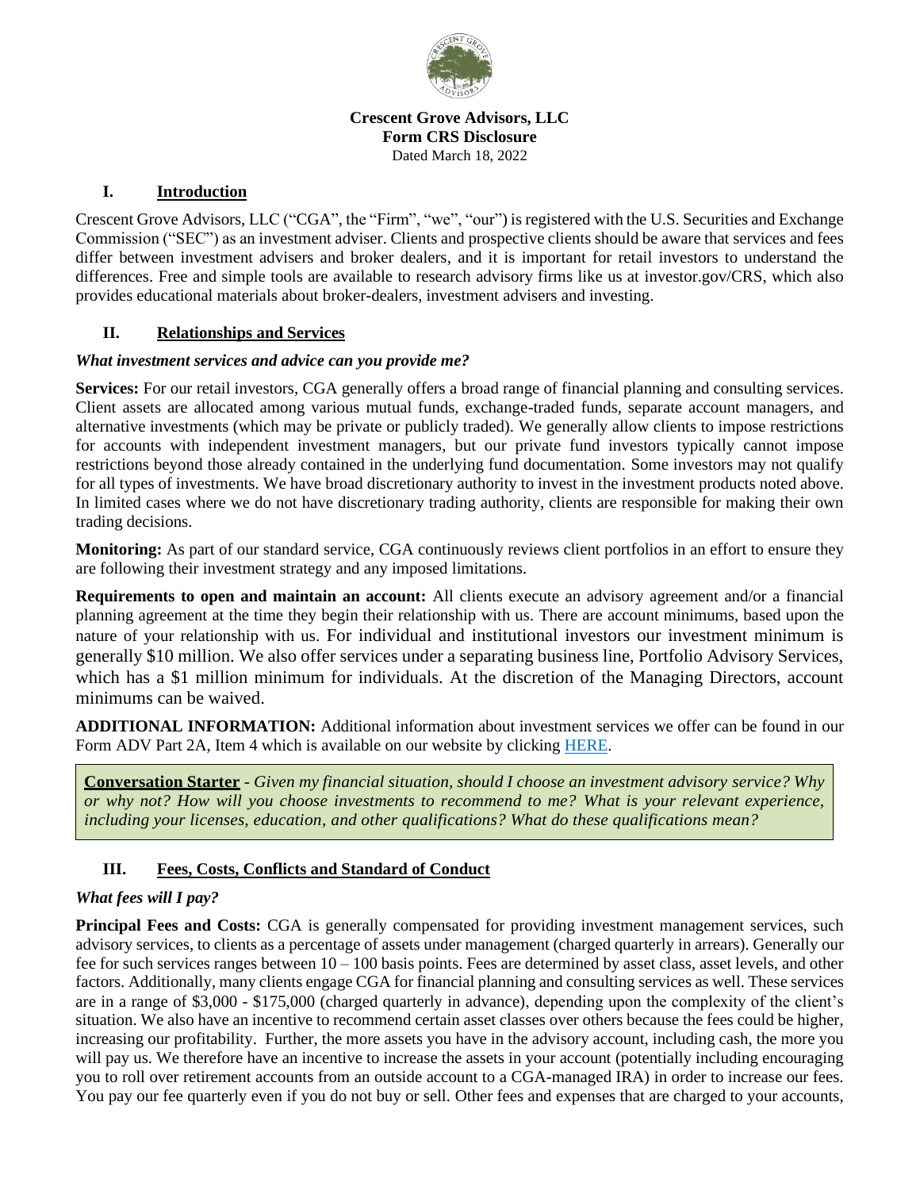**Crescent Grove Advisors, LLC**
**Form CRS Disclosure**
Dated March 18, 2022

## I. Introduction

Crescent Grove Advisors, LLC ("CGA", the "Firm", "we", "our") is registered with the U.S. Securities and Exchange Commission ("SEC") as an investment adviser. Clients and prospective clients should be aware that services and fees differ between investment advisers and broker dealers, and it is important for retail investors to understand the differences. Free and simple tools are available to research advisory firms like us at investor.gov/CRS, which also provides educational materials about broker-dealers, investment advisers and investing.

## II. Relationships and Services

### *What investment services and advice can you provide me?*

**Services:** For our retail investors, CGA generally offers a broad range of financial planning and consulting services. Client assets are allocated among various mutual funds, exchange-traded funds, separate account managers, and alternative investments (which may be private or publicly traded). We generally allow clients to impose restrictions for accounts with independent investment managers, but our private fund investors typically cannot impose restrictions beyond those already contained in the underlying fund documentation. Some investors may not qualify for all types of investments. We have broad discretionary authority to invest in the investment products noted above. In limited cases where we do not have discretionary trading authority, clients are responsible for making their own trading decisions.

**Monitoring:** As part of our standard service, CGA continuously reviews client portfolios in an effort to ensure they are following their investment strategy and any imposed limitations.

**Requirements to open and maintain an account:** All clients execute an advisory agreement and/or a financial planning agreement at the time they begin their relationship with us. There are account minimums, based upon the nature of your relationship with us. For individual and institutional investors our investment minimum is generally $10 million. We also offer services under a separating business line, Portfolio Advisory Services, which has a $1 million minimum for individuals. At the discretion of the Managing Directors, account minimums can be waived.

**ADDITIONAL INFORMATION:** Additional information about investment services we offer can be found in our Form ADV Part 2A, Item 4 which is available on our website by clicking HERE.

> **Conversation Starter** - *Given my financial situation, should I choose an investment advisory service? Why or why not? How will you choose investments to recommend to me? What is your relevant experience, including your licenses, education, and other qualifications? What do these qualifications mean?*

## III. Fees, Costs, Conflicts and Standard of Conduct

### *What fees will I pay?*

**Principal Fees and Costs:** CGA is generally compensated for providing investment management services, such advisory services, to clients as a percentage of assets under management (charged quarterly in arrears). Generally our fee for such services ranges between 10 – 100 basis points. Fees are determined by asset class, asset levels, and other factors. Additionally, many clients engage CGA for financial planning and consulting services as well. These services are in a range of $3,000 - $175,000 (charged quarterly in advance), depending upon the complexity of the client's situation. We also have an incentive to recommend certain asset classes over others because the fees could be higher, increasing our profitability. Further, the more assets you have in the advisory account, including cash, the more you will pay us. We therefore have an incentive to increase the assets in your account (potentially including encouraging you to roll over retirement accounts from an outside account to a CGA-managed IRA) in order to increase our fees. You pay our fee quarterly even if you do not buy or sell. Other fees and expenses that are charged to your accounts,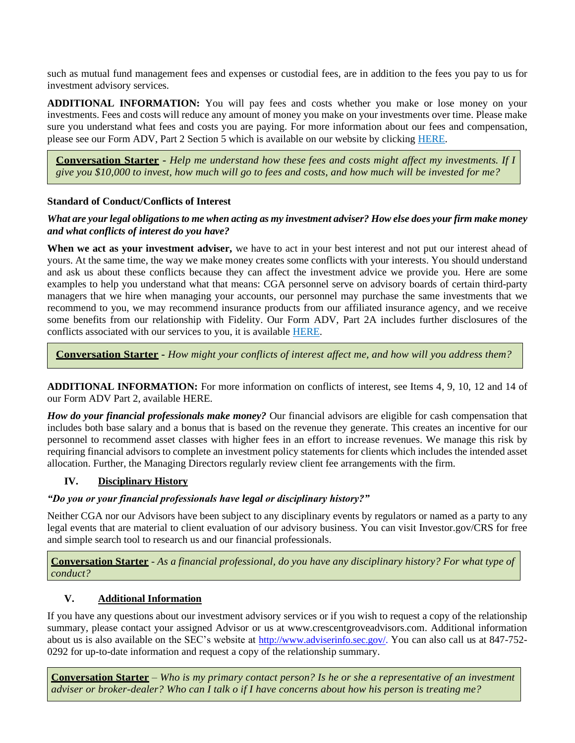such as mutual fund management fees and expenses or custodial fees, are in addition to the fees you pay to us for investment advisory services.

**ADDITIONAL INFORMATION:** You will pay fees and costs whether you make or lose money on your investments. Fees and costs will reduce any amount of money you make on your investments over time. Please make sure you understand what fees and costs you are paying. For more information about our fees and compensation, please see our Form ADV, Part 2 Section 5 which is available on our website by clicking HERE.

> **Conversation Starter** - *Help me understand how these fees and costs might affect my investments. If I give you $10,000 to invest, how much will go to fees and costs, and how much will be invested for me?*

**Standard of Conduct/Conflicts of Interest**

***What are your legal obligations to me when acting as my investment adviser? How else does your firm make money and what conflicts of interest do you have?***

**When we act as your investment adviser,** we have to act in your best interest and not put our interest ahead of yours. At the same time, the way we make money creates some conflicts with your interests. You should understand and ask us about these conflicts because they can affect the investment advice we provide you. Here are some examples to help you understand what that means: CGA personnel serve on advisory boards of certain third-party managers that we hire when managing your accounts, our personnel may purchase the same investments that we recommend to you, we may recommend insurance products from our affiliated insurance agency, and we receive some benefits from our relationship with Fidelity. Our Form ADV, Part 2A includes further disclosures of the conflicts associated with our services to you, it is available HERE.

> **Conversation Starter** - *How might your conflicts of interest affect me, and how will you address them?*

**ADDITIONAL INFORMATION:** For more information on conflicts of interest, see Items 4, 9, 10, 12 and 14 of our Form ADV Part 2, available HERE.

***How do your financial professionals make money?*** Our financial advisors are eligible for cash compensation that includes both base salary and a bonus that is based on the revenue they generate. This creates an incentive for our personnel to recommend asset classes with higher fees in an effort to increase revenues. We manage this risk by requiring financial advisors to complete an investment policy statements for clients which includes the intended asset allocation. Further, the Managing Directors regularly review client fee arrangements with the firm.

## IV. Disciplinary History

***"Do you or your financial professionals have legal or disciplinary history?"***

Neither CGA nor our Advisors have been subject to any disciplinary events by regulators or named as a party to any legal events that are material to client evaluation of our advisory business. You can visit Investor.gov/CRS for free and simple search tool to research us and our financial professionals.

> **Conversation Starter** - *As a financial professional, do you have any disciplinary history? For what type of conduct?*

## V. Additional Information

If you have any questions about our investment advisory services or if you wish to request a copy of the relationship summary, please contact your assigned Advisor or us at www.crescentgroveadvisors.com. Additional information about us is also available on the SEC's website at http://www.adviserinfo.sec.gov/. You can also call us at 847-752-0292 for up-to-date information and request a copy of the relationship summary.

> **Conversation Starter** – *Who is my primary contact person? Is he or she a representative of an investment adviser or broker-dealer? Who can I talk o if I have concerns about how his person is treating me?*